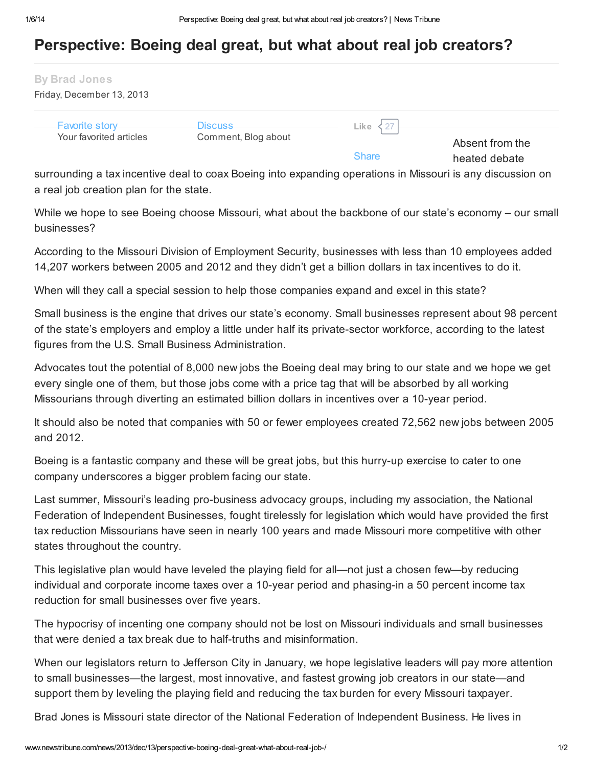# Perspective: Boeing deal great, but what about real job creators?

By Brad Jones

Friday, December 13, 2013

Favorite story
Your favorited articles

Discuss
Comment, Blog about

Like 27

Share

Absent from the heated debate surrounding a tax incentive deal to coax Boeing into expanding operations in Missouri is any discussion on a real job creation plan for the state.

While we hope to see Boeing choose Missouri, what about the backbone of our state's economy – our small businesses?

According to the Missouri Division of Employment Security, businesses with less than 10 employees added 14,207 workers between 2005 and 2012 and they didn't get a billion dollars in tax incentives to do it.

When will they call a special session to help those companies expand and excel in this state?

Small business is the engine that drives our state's economy. Small businesses represent about 98 percent of the state's employers and employ a little under half its private-sector workforce, according to the latest figures from the U.S. Small Business Administration.

Advocates tout the potential of 8,000 new jobs the Boeing deal may bring to our state and we hope we get every single one of them, but those jobs come with a price tag that will be absorbed by all working Missourians through diverting an estimated billion dollars in incentives over a 10-year period.

It should also be noted that companies with 50 or fewer employees created 72,562 new jobs between 2005 and 2012.

Boeing is a fantastic company and these will be great jobs, but this hurry-up exercise to cater to one company underscores a bigger problem facing our state.

Last summer, Missouri's leading pro-business advocacy groups, including my association, the National Federation of Independent Businesses, fought tirelessly for legislation which would have provided the first tax reduction Missourians have seen in nearly 100 years and made Missouri more competitive with other states throughout the country.

This legislative plan would have leveled the playing field for all—not just a chosen few—by reducing individual and corporate income taxes over a 10-year period and phasing-in a 50 percent income tax reduction for small businesses over five years.

The hypocrisy of incenting one company should not be lost on Missouri individuals and small businesses that were denied a tax break due to half-truths and misinformation.

When our legislators return to Jefferson City in January, we hope legislative leaders will pay more attention to small businesses—the largest, most innovative, and fastest growing job creators in our state—and support them by leveling the playing field and reducing the tax burden for every Missouri taxpayer.

Brad Jones is Missouri state director of the National Federation of Independent Business. He lives in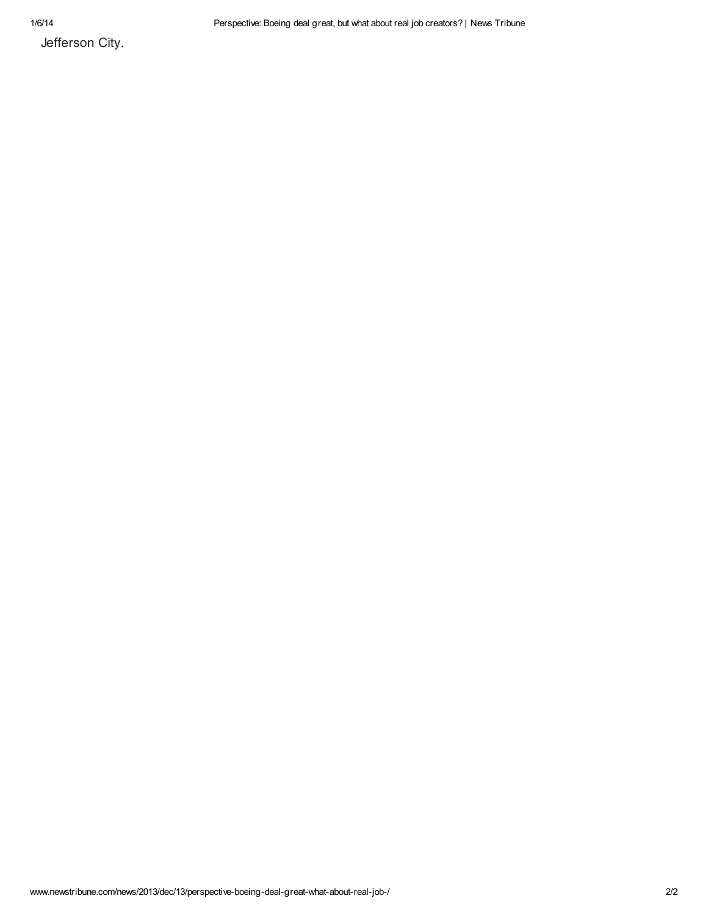Jefferson City.